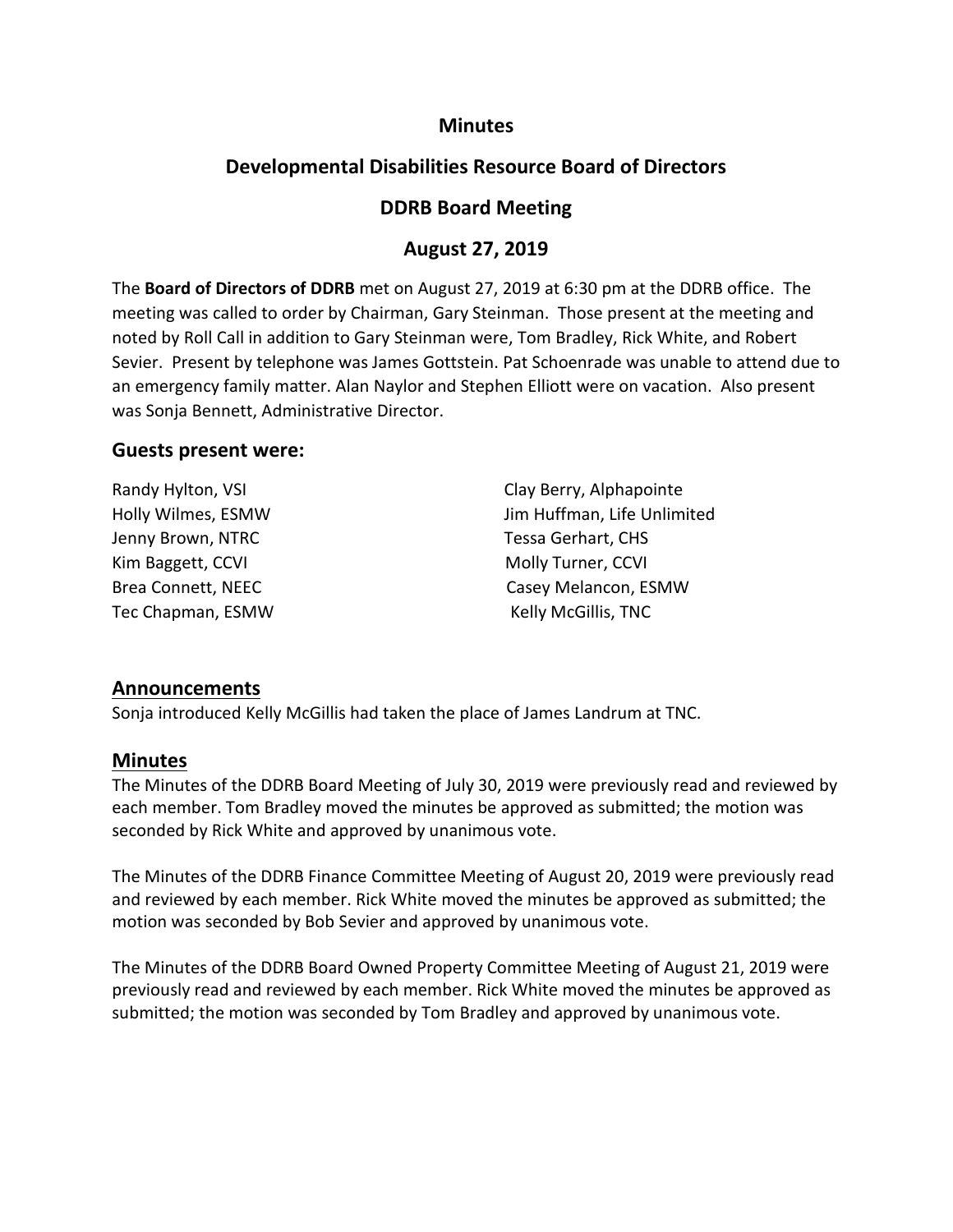# Minutes

## Developmental Disabilities Resource Board of Directors

## DDRB Board Meeting

## August 27, 2019

The **Board of Directors of DDRB** met on August 27, 2019 at 6:30 pm at the DDRB office. The meeting was called to order by Chairman, Gary Steinman. Those present at the meeting and noted by Roll Call in addition to Gary Steinman were, Tom Bradley, Rick White, and Robert Sevier. Present by telephone was James Gottstein. Pat Schoenrade was unable to attend due to an emergency family matter. Alan Naylor and Stephen Elliott were on vacation. Also present was Sonja Bennett, Administrative Director.

### Guests present were:

Randy Hylton, VSI
Holly Wilmes, ESMW
Jenny Brown, NTRC
Kim Baggett, CCVI
Brea Connett, NEEC
Tec Chapman, ESMW
Clay Berry, Alphapointe
Jim Huffman, Life Unlimited
Tessa Gerhart, CHS
Molly Turner, CCVI
Casey Melancon, ESMW
Kelly McGillis, TNC

### Announcements

Sonja introduced Kelly McGillis had taken the place of James Landrum at TNC.

### Minutes

The Minutes of the DDRB Board Meeting of July 30, 2019 were previously read and reviewed by each member. Tom Bradley moved the minutes be approved as submitted; the motion was seconded by Rick White and approved by unanimous vote.

The Minutes of the DDRB Finance Committee Meeting of August 20, 2019 were previously read and reviewed by each member. Rick White moved the minutes be approved as submitted; the motion was seconded by Bob Sevier and approved by unanimous vote.

The Minutes of the DDRB Board Owned Property Committee Meeting of August 21, 2019 were previously read and reviewed by each member. Rick White moved the minutes be approved as submitted; the motion was seconded by Tom Bradley and approved by unanimous vote.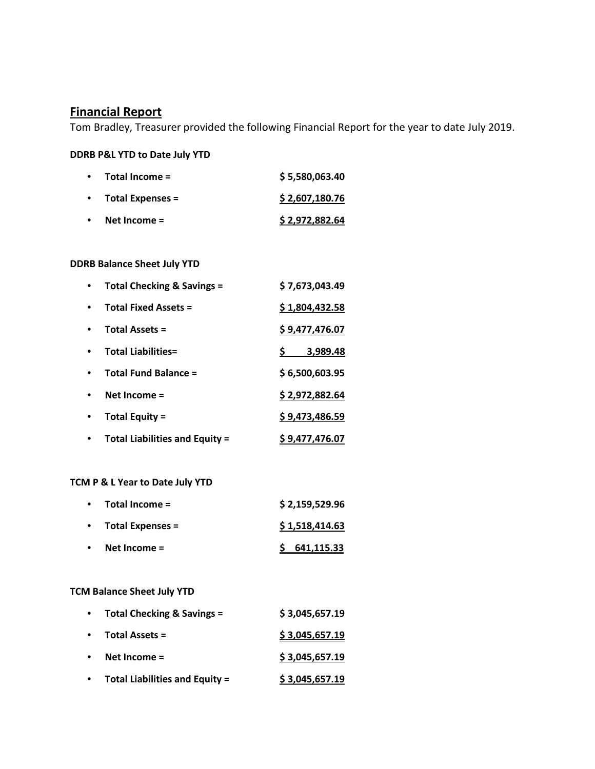## Financial Report

Tom Bradley, Treasurer provided the following Financial Report for the year to date July 2019.

**DDRB P&L YTD to Date July YTD**

- **Total Income =** **$ 5,580,063.40**
- **Total Expenses =** **$ 2,607,180.76**
- **Net Income =** **$ 2,972,882.64**

**DDRB Balance Sheet July YTD**

- **Total Checking & Savings =** **$ 7,673,043.49**
- **Total Fixed Assets =** **$ 1,804,432.58**
- **Total Assets =** **$ 9,477,476.07**
- **Total Liabilities=** **$ 3,989.48**
- **Total Fund Balance =** **$ 6,500,603.95**
- **Net Income =** **$ 2,972,882.64**
- **Total Equity =** **$ 9,473,486.59**
- **Total Liabilities and Equity =** **$ 9,477,476.07**

**TCM P & L Year to Date July YTD**

- **Total Income =** **$ 2,159,529.96**
- **Total Expenses =** **$ 1,518,414.63**
- **Net Income =** **$ 641,115.33**

**TCM Balance Sheet July YTD**

- **Total Checking & Savings =** **$ 3,045,657.19**
- **Total Assets =** **$ 3,045,657.19**
- **Net Income =** **$ 3,045,657.19**
- **Total Liabilities and Equity =** **$ 3,045,657.19**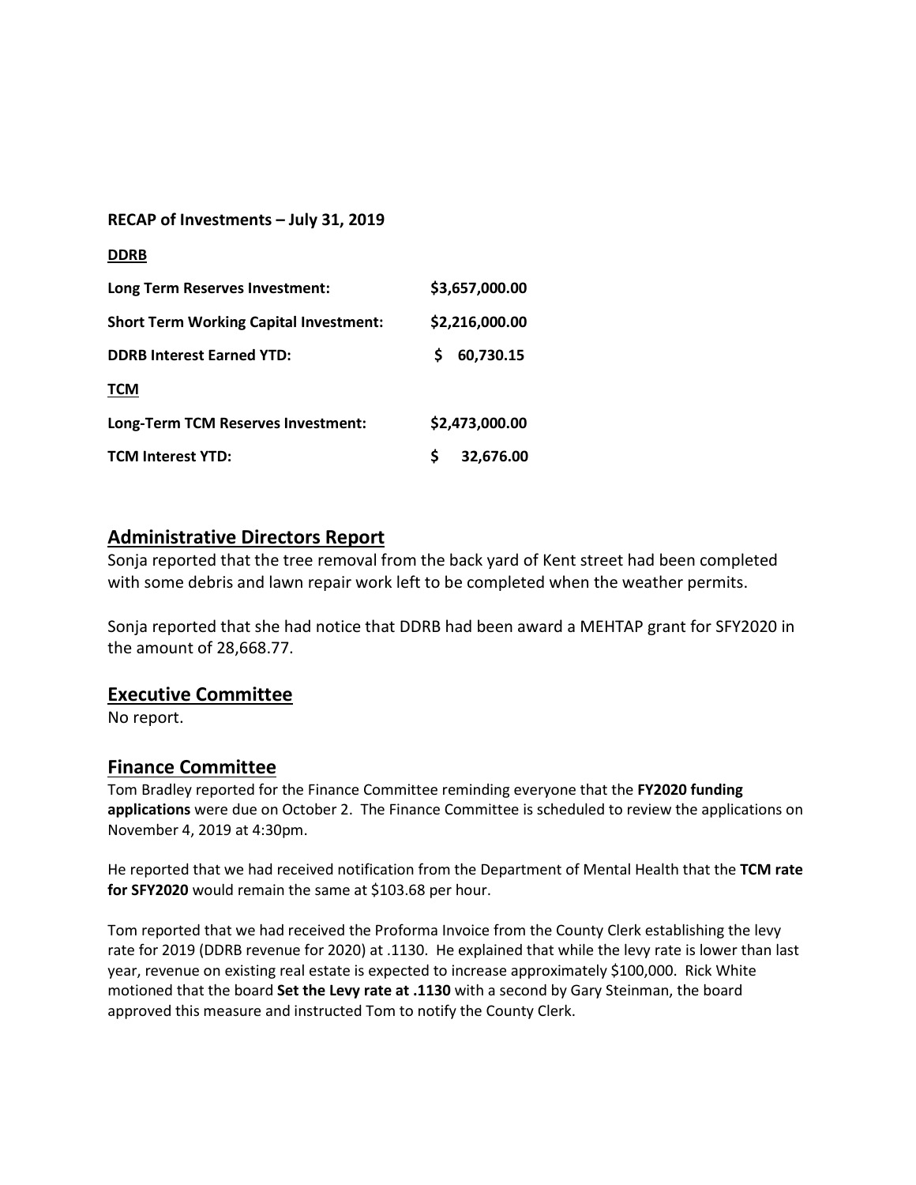**RECAP of Investments – July 31, 2019**

**DDRB**

| | |
|---|---|
| **Long Term Reserves Investment:** | **$3,657,000.00** |
| **Short Term Working Capital Investment:** | **$2,216,000.00** |
| **DDRB Interest Earned YTD:** | **$ 60,730.15** |

**TCM**

| | |
|---|---|
| **Long-Term TCM Reserves Investment:** | **$2,473,000.00** |
| **TCM Interest YTD:** | **$ 32,676.00** |

## Administrative Directors Report

Sonja reported that the tree removal from the back yard of Kent street had been completed with some debris and lawn repair work left to be completed when the weather permits.

Sonja reported that she had notice that DDRB had been award a MEHTAP grant for SFY2020 in the amount of 28,668.77.

## Executive Committee

No report.

## Finance Committee

Tom Bradley reported for the Finance Committee reminding everyone that the **FY2020 funding applications** were due on October 2. The Finance Committee is scheduled to review the applications on November 4, 2019 at 4:30pm.

He reported that we had received notification from the Department of Mental Health that the **TCM rate for SFY2020** would remain the same at $103.68 per hour.

Tom reported that we had received the Proforma Invoice from the County Clerk establishing the levy rate for 2019 (DDRB revenue for 2020) at .1130. He explained that while the levy rate is lower than last year, revenue on existing real estate is expected to increase approximately $100,000. Rick White motioned that the board **Set the Levy rate at .1130** with a second by Gary Steinman, the board approved this measure and instructed Tom to notify the County Clerk.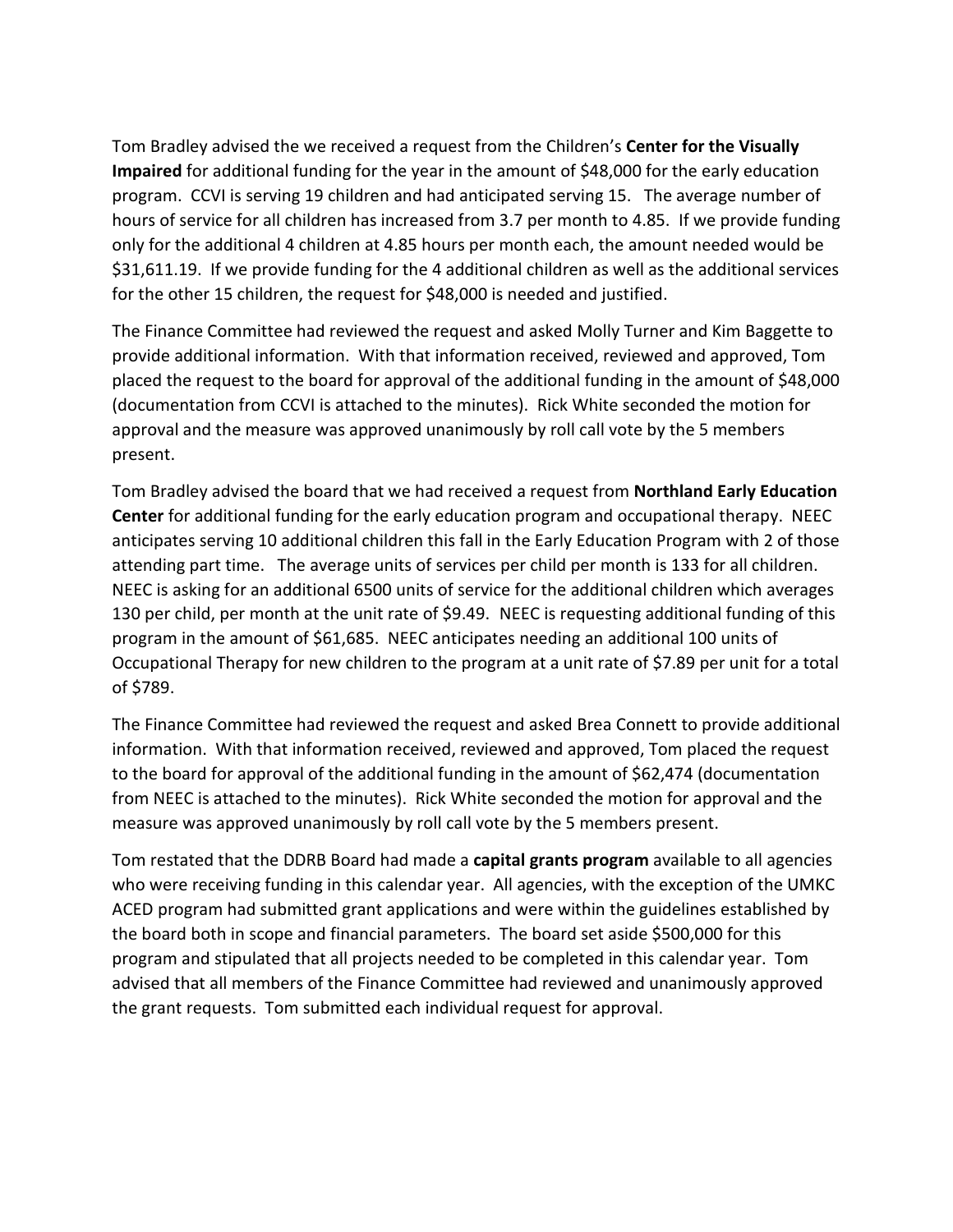Tom Bradley advised the we received a request from the Children's **Center for the Visually Impaired** for additional funding for the year in the amount of $48,000 for the early education program. CCVI is serving 19 children and had anticipated serving 15. The average number of hours of service for all children has increased from 3.7 per month to 4.85. If we provide funding only for the additional 4 children at 4.85 hours per month each, the amount needed would be $31,611.19. If we provide funding for the 4 additional children as well as the additional services for the other 15 children, the request for $48,000 is needed and justified.

The Finance Committee had reviewed the request and asked Molly Turner and Kim Baggette to provide additional information. With that information received, reviewed and approved, Tom placed the request to the board for approval of the additional funding in the amount of $48,000 (documentation from CCVI is attached to the minutes). Rick White seconded the motion for approval and the measure was approved unanimously by roll call vote by the 5 members present.

Tom Bradley advised the board that we had received a request from **Northland Early Education Center** for additional funding for the early education program and occupational therapy. NEEC anticipates serving 10 additional children this fall in the Early Education Program with 2 of those attending part time. The average units of services per child per month is 133 for all children. NEEC is asking for an additional 6500 units of service for the additional children which averages 130 per child, per month at the unit rate of $9.49. NEEC is requesting additional funding of this program in the amount of $61,685. NEEC anticipates needing an additional 100 units of Occupational Therapy for new children to the program at a unit rate of $7.89 per unit for a total of $789.

The Finance Committee had reviewed the request and asked Brea Connett to provide additional information. With that information received, reviewed and approved, Tom placed the request to the board for approval of the additional funding in the amount of $62,474 (documentation from NEEC is attached to the minutes). Rick White seconded the motion for approval and the measure was approved unanimously by roll call vote by the 5 members present.

Tom restated that the DDRB Board had made a **capital grants program** available to all agencies who were receiving funding in this calendar year. All agencies, with the exception of the UMKC ACED program had submitted grant applications and were within the guidelines established by the board both in scope and financial parameters. The board set aside $500,000 for this program and stipulated that all projects needed to be completed in this calendar year. Tom advised that all members of the Finance Committee had reviewed and unanimously approved the grant requests. Tom submitted each individual request for approval.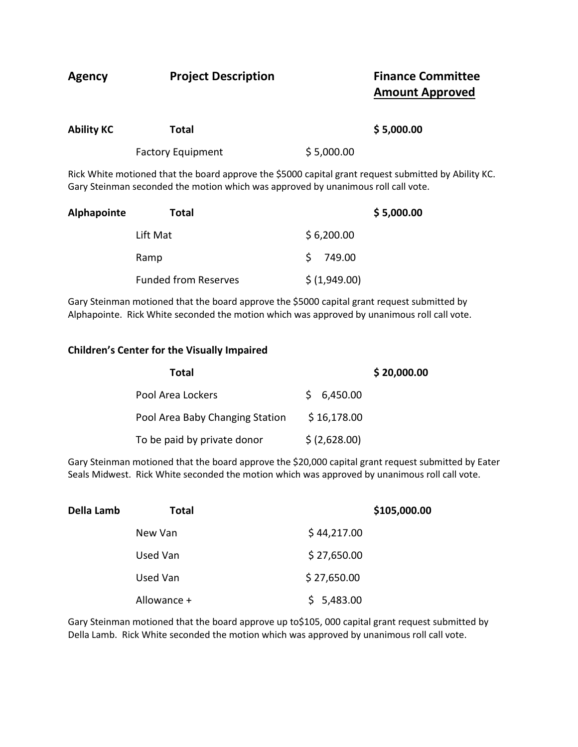| Agency | Project Description | | Finance Committee **Amount Approved** |
|---|---|---|---|
| **Ability KC** | **Total** | | **$ 5,000.00** |
| | Factory Equipment | $ 5,000.00 | |

Rick White motioned that the board approve the $5000 capital grant request submitted by Ability KC. Gary Steinman seconded the motion which was approved by unanimous roll call vote.

| | | | |
|---|---|---|---|
| **Alphapointe** | **Total** | | **$ 5,000.00** |
| | Lift Mat | $ 6,200.00 | |
| | Ramp | $ 749.00 | |
| | Funded from Reserves | $ (1,949.00) | |

Gary Steinman motioned that the board approve the $5000 capital grant request submitted by Alphapointe. Rick White seconded the motion which was approved by unanimous roll call vote.

**Children's Center for the Visually Impaired**

| | | | |
|---|---|---|---|
| | **Total** | | **$ 20,000.00** |
| | Pool Area Lockers | $ 6,450.00 | |
| | Pool Area Baby Changing Station | $ 16,178.00 | |
| | To be paid by private donor | $ (2,628.00) | |

Gary Steinman motioned that the board approve the $20,000 capital grant request submitted by Eater Seals Midwest. Rick White seconded the motion which was approved by unanimous roll call vote.

| | | | |
|---|---|---|---|
| **Della Lamb** | **Total** | | **$105,000.00** |
| | New Van | $ 44,217.00 | |
| | Used Van | $ 27,650.00 | |
| | Used Van | $ 27,650.00 | |
| | Allowance + | $ 5,483.00 | |

Gary Steinman motioned that the board approve up to$105, 000 capital grant request submitted by Della Lamb. Rick White seconded the motion which was approved by unanimous roll call vote.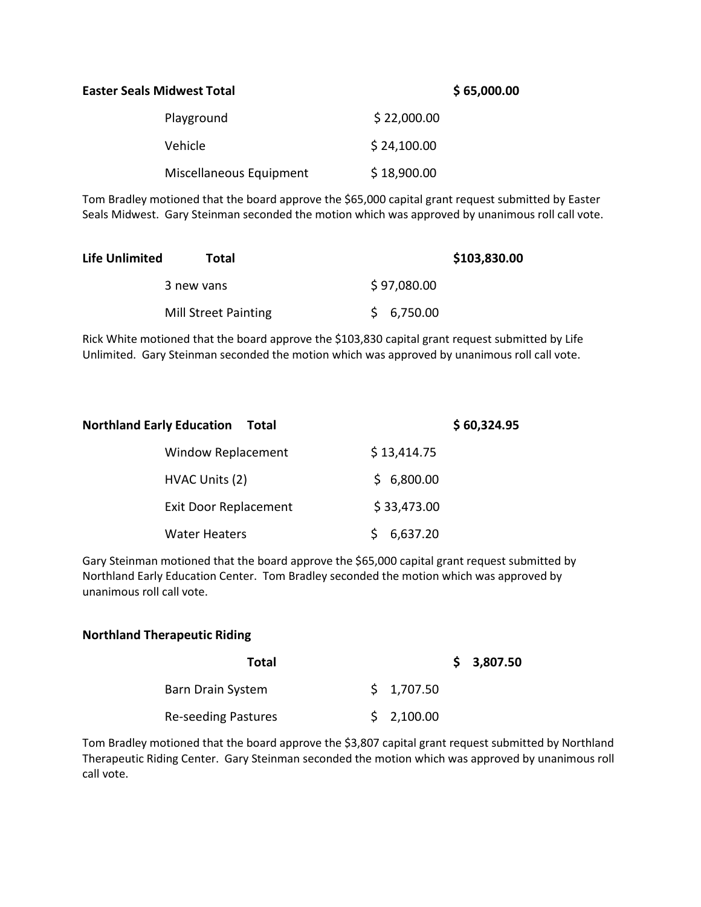| **Easter Seals Midwest Total** | | **$ 65,000.00** |
|---|---|---|
| Playground | $ 22,000.00 | |
| Vehicle | $ 24,100.00 | |
| Miscellaneous Equipment | $ 18,900.00 | |

Tom Bradley motioned that the board approve the $65,000 capital grant request submitted by Easter Seals Midwest. Gary Steinman seconded the motion which was approved by unanimous roll call vote.

| **Life Unlimited Total** | | **$103,830.00** |
|---|---|---|
| 3 new vans | $ 97,080.00 | |
| Mill Street Painting | $ 6,750.00 | |

Rick White motioned that the board approve the $103,830 capital grant request submitted by Life Unlimited. Gary Steinman seconded the motion which was approved by unanimous roll call vote.

| **Northland Early Education Total** | | **$ 60,324.95** |
|---|---|---|
| Window Replacement | $ 13,414.75 | |
| HVAC Units (2) | $ 6,800.00 | |
| Exit Door Replacement | $ 33,473.00 | |
| Water Heaters | $ 6,637.20 | |

Gary Steinman motioned that the board approve the $65,000 capital grant request submitted by Northland Early Education Center. Tom Bradley seconded the motion which was approved by unanimous roll call vote.

**Northland Therapeutic Riding**

| **Total** | | **$ 3,807.50** |
|---|---|---|
| Barn Drain System | $ 1,707.50 | |
| Re-seeding Pastures | $ 2,100.00 | |

Tom Bradley motioned that the board approve the $3,807 capital grant request submitted by Northland Therapeutic Riding Center. Gary Steinman seconded the motion which was approved by unanimous roll call vote.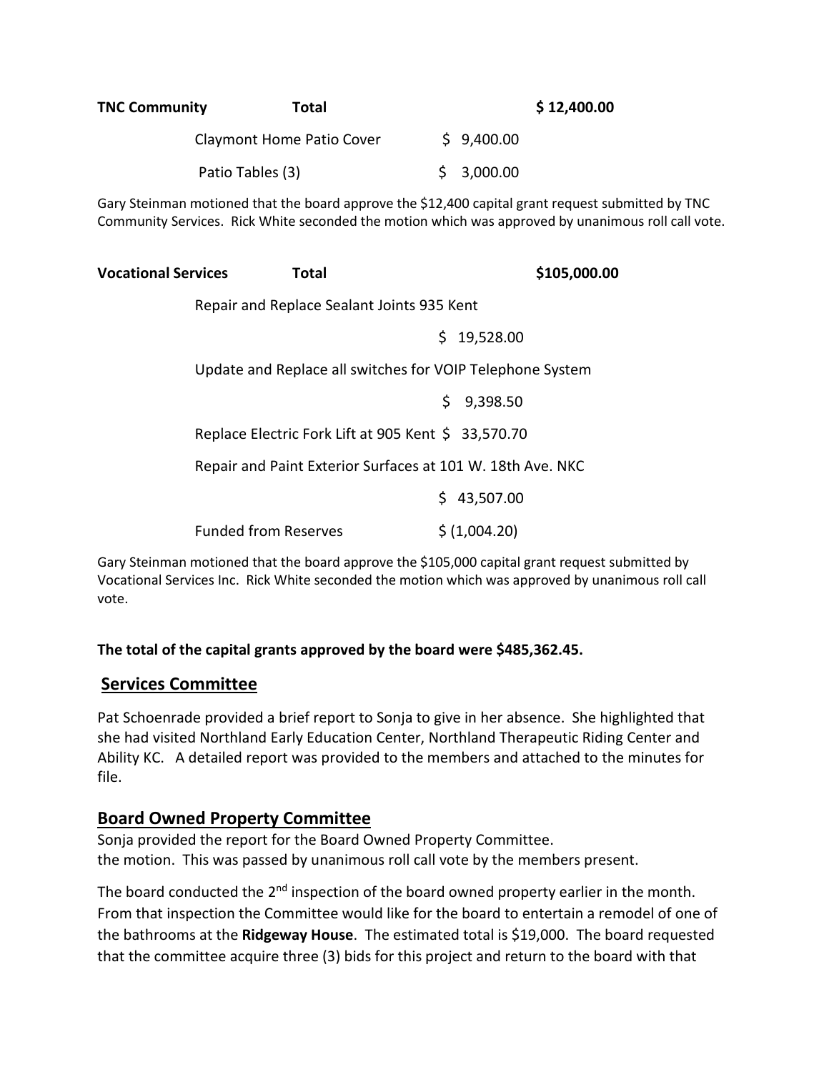**TNC Community** **Total** **$ 12,400.00**

| | |
|---|---|
| Claymont Home Patio Cover | $ 9,400.00 |
| Patio Tables (3) | $ 3,000.00 |

Gary Steinman motioned that the board approve the $12,400 capital grant request submitted by TNC Community Services. Rick White seconded the motion which was approved by unanimous roll call vote.

**Vocational Services** **Total** **$105,000.00**

| | |
|---|---|
| Repair and Replace Sealant Joints 935 Kent | $ 19,528.00 |
| Update and Replace all switches for VOIP Telephone System | $ 9,398.50 |
| Replace Electric Fork Lift at 905 Kent | $ 33,570.70 |
| Repair and Paint Exterior Surfaces at 101 W. 18th Ave. NKC | $ 43,507.00 |
| Funded from Reserves | $ (1,004.20) |

Gary Steinman motioned that the board approve the $105,000 capital grant request submitted by Vocational Services Inc. Rick White seconded the motion which was approved by unanimous roll call vote.

**The total of the capital grants approved by the board were $485,362.45.**

## Services Committee

Pat Schoenrade provided a brief report to Sonja to give in her absence. She highlighted that she had visited Northland Early Education Center, Northland Therapeutic Riding Center and Ability KC. A detailed report was provided to the members and attached to the minutes for file.

## Board Owned Property Committee

Sonja provided the report for the Board Owned Property Committee.
the motion. This was passed by unanimous roll call vote by the members present.

The board conducted the 2nd inspection of the board owned property earlier in the month. From that inspection the Committee would like for the board to entertain a remodel of one of the bathrooms at the **Ridgeway House**. The estimated total is $19,000. The board requested that the committee acquire three (3) bids for this project and return to the board with that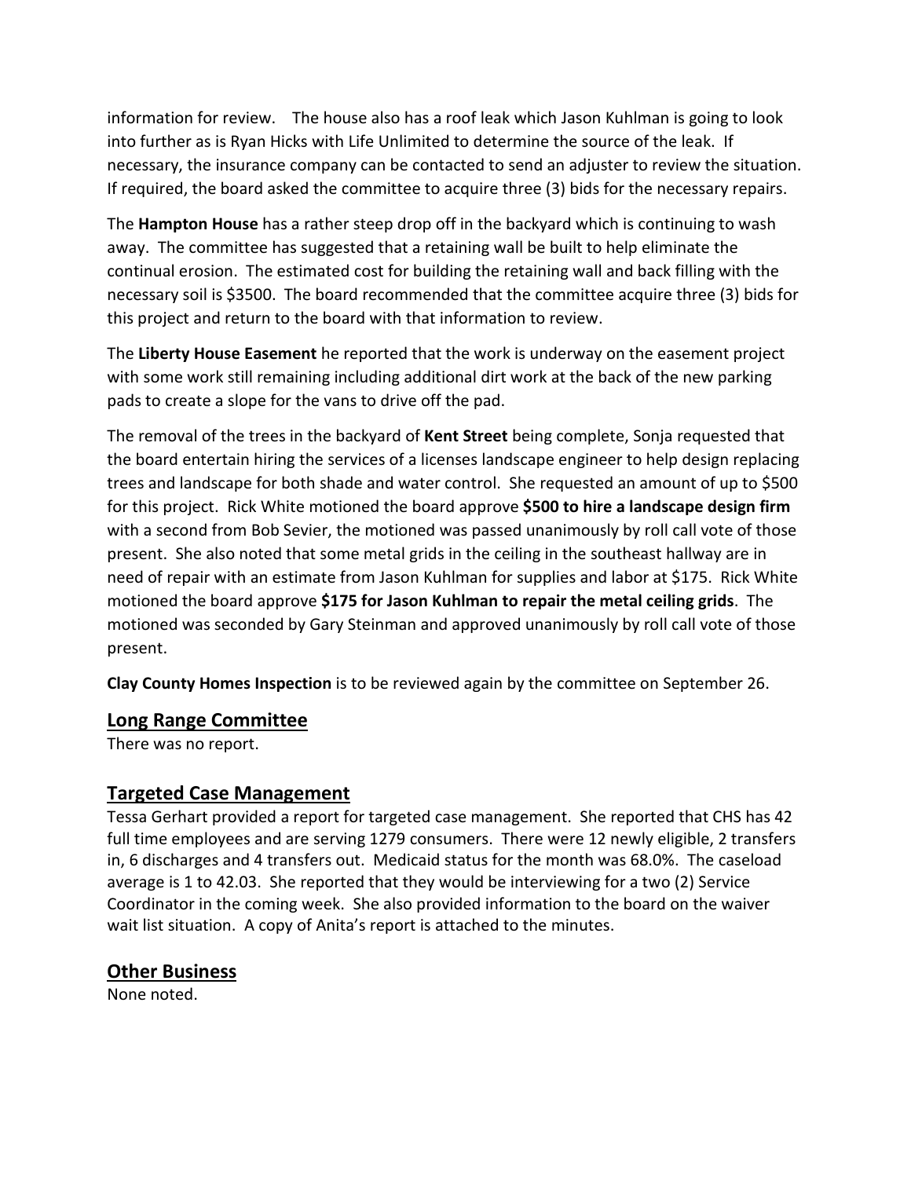information for review. The house also has a roof leak which Jason Kuhlman is going to look into further as is Ryan Hicks with Life Unlimited to determine the source of the leak. If necessary, the insurance company can be contacted to send an adjuster to review the situation. If required, the board asked the committee to acquire three (3) bids for the necessary repairs.

The **Hampton House** has a rather steep drop off in the backyard which is continuing to wash away. The committee has suggested that a retaining wall be built to help eliminate the continual erosion. The estimated cost for building the retaining wall and back filling with the necessary soil is $3500. The board recommended that the committee acquire three (3) bids for this project and return to the board with that information to review.

The **Liberty House Easement** he reported that the work is underway on the easement project with some work still remaining including additional dirt work at the back of the new parking pads to create a slope for the vans to drive off the pad.

The removal of the trees in the backyard of **Kent Street** being complete, Sonja requested that the board entertain hiring the services of a licenses landscape engineer to help design replacing trees and landscape for both shade and water control. She requested an amount of up to $500 for this project. Rick White motioned the board approve **$500 to hire a landscape design firm** with a second from Bob Sevier, the motioned was passed unanimously by roll call vote of those present. She also noted that some metal grids in the ceiling in the southeast hallway are in need of repair with an estimate from Jason Kuhlman for supplies and labor at $175. Rick White motioned the board approve **$175 for Jason Kuhlman to repair the metal ceiling grids**. The motioned was seconded by Gary Steinman and approved unanimously by roll call vote of those present.

**Clay County Homes Inspection** is to be reviewed again by the committee on September 26.

## Long Range Committee

There was no report.

## Targeted Case Management

Tessa Gerhart provided a report for targeted case management. She reported that CHS has 42 full time employees and are serving 1279 consumers. There were 12 newly eligible, 2 transfers in, 6 discharges and 4 transfers out. Medicaid status for the month was 68.0%. The caseload average is 1 to 42.03. She reported that they would be interviewing for a two (2) Service Coordinator in the coming week. She also provided information to the board on the waiver wait list situation. A copy of Anita's report is attached to the minutes.

## Other Business

None noted.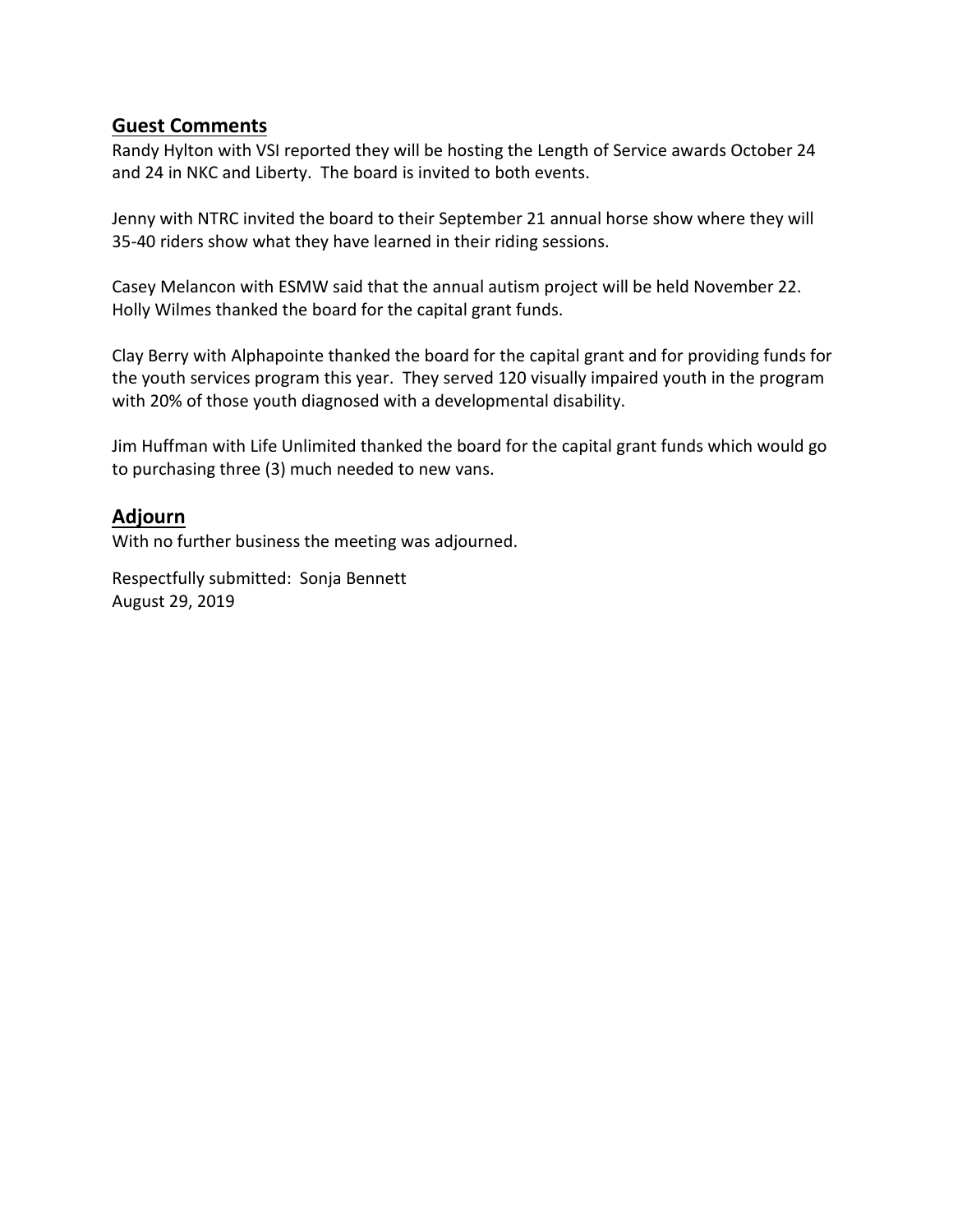## **Guest Comments**

Randy Hylton with VSI reported they will be hosting the Length of Service awards October 24 and 24 in NKC and Liberty. The board is invited to both events.

Jenny with NTRC invited the board to their September 21 annual horse show where they will 35-40 riders show what they have learned in their riding sessions.

Casey Melancon with ESMW said that the annual autism project will be held November 22. Holly Wilmes thanked the board for the capital grant funds.

Clay Berry with Alphapointe thanked the board for the capital grant and for providing funds for the youth services program this year. They served 120 visually impaired youth in the program with 20% of those youth diagnosed with a developmental disability.

Jim Huffman with Life Unlimited thanked the board for the capital grant funds which would go to purchasing three (3) much needed to new vans.

## **Adjourn**

With no further business the meeting was adjourned.

Respectfully submitted: Sonja Bennett
August 29, 2019